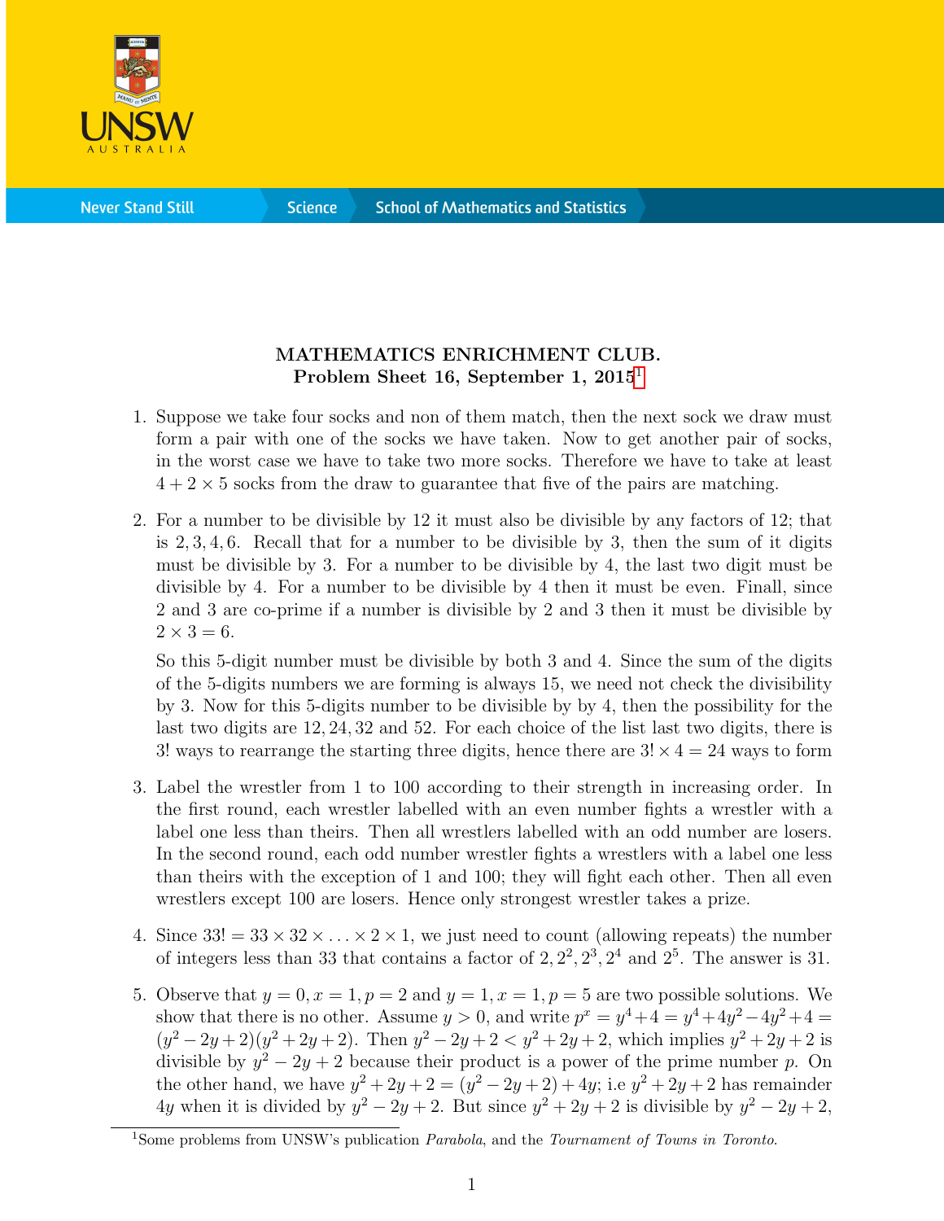**MATHEMATICS ENRICHMENT CLUB.**
**Problem Sheet 16, September 1, 2015**[1]

1. Suppose we take four socks and non of them match, then the next sock we draw must form a pair with one of the socks we have taken. Now to get another pair of socks, in the worst case we have to take two more socks. Therefore we have to take at least $4 + 2 \times 5$ socks from the draw to guarantee that five of the pairs are matching.

2. For a number to be divisible by 12 it must also be divisible by any factors of 12; that is $2, 3, 4, 6$. Recall that for a number to be divisible by 3, then the sum of it digits must be divisible by 3. For a number to be divisible by 4, the last two digit must be divisible by 4. For a number to be divisible by 4 then it must be even. Finall, since 2 and 3 are co-prime if a number is divisible by 2 and 3 then it must be divisible by $2 \times 3 = 6$.

   So this 5-digit number must be divisible by both 3 and 4. Since the sum of the digits of the 5-digits numbers we are forming is always 15, we need not check the divisibility by 3. Now for this 5-digits number to be divisible by by 4, then the possibility for the last two digits are $12, 24, 32$ and $52$. For each choice of the list last two digits, there is $3!$ ways to rearrange the starting three digits, hence there are $3! \times 4 = 24$ ways to form

3. Label the wrestler from 1 to 100 according to their strength in increasing order. In the first round, each wrestler labelled with an even number fights a wrestler with a label one less than theirs. Then all wrestlers labelled with an odd number are losers. In the second round, each odd number wrestler fights a wrestlers with a label one less than theirs with the exception of 1 and 100; they will fight each other. Then all even wrestlers except 100 are losers. Hence only strongest wrestler takes a prize.

4. Since $33! = 33 \times 32 \times \ldots \times 2 \times 1$, we just need to count (allowing repeats) the number of integers less than 33 that contains a factor of $2, 2^2, 2^3, 2^4$ and $2^5$. The answer is 31.

5. Observe that $y = 0, x = 1, p = 2$ and $y = 1, x = 1, p = 5$ are two possible solutions. We show that there is no other. Assume $y > 0$, and write $p^x = y^4 + 4 = y^4 + 4y^2 - 4y^2 + 4 = (y^2 - 2y + 2)(y^2 + 2y + 2)$. Then $y^2 - 2y + 2 < y^2 + 2y + 2$, which implies $y^2 + 2y + 2$ is divisible by $y^2 - 2y + 2$ because their product is a power of the prime number $p$. On the other hand, we have $y^2 + 2y + 2 = (y^2 - 2y + 2) + 4y$; i.e $y^2 + 2y + 2$ has remainder $4y$ when it is divided by $y^2 - 2y + 2$. But since $y^2 + 2y + 2$ is divisible by $y^2 - 2y + 2$,

[1] Some problems from UNSW's publication *Parabola*, and the *Tournament of Towns in Toronto*.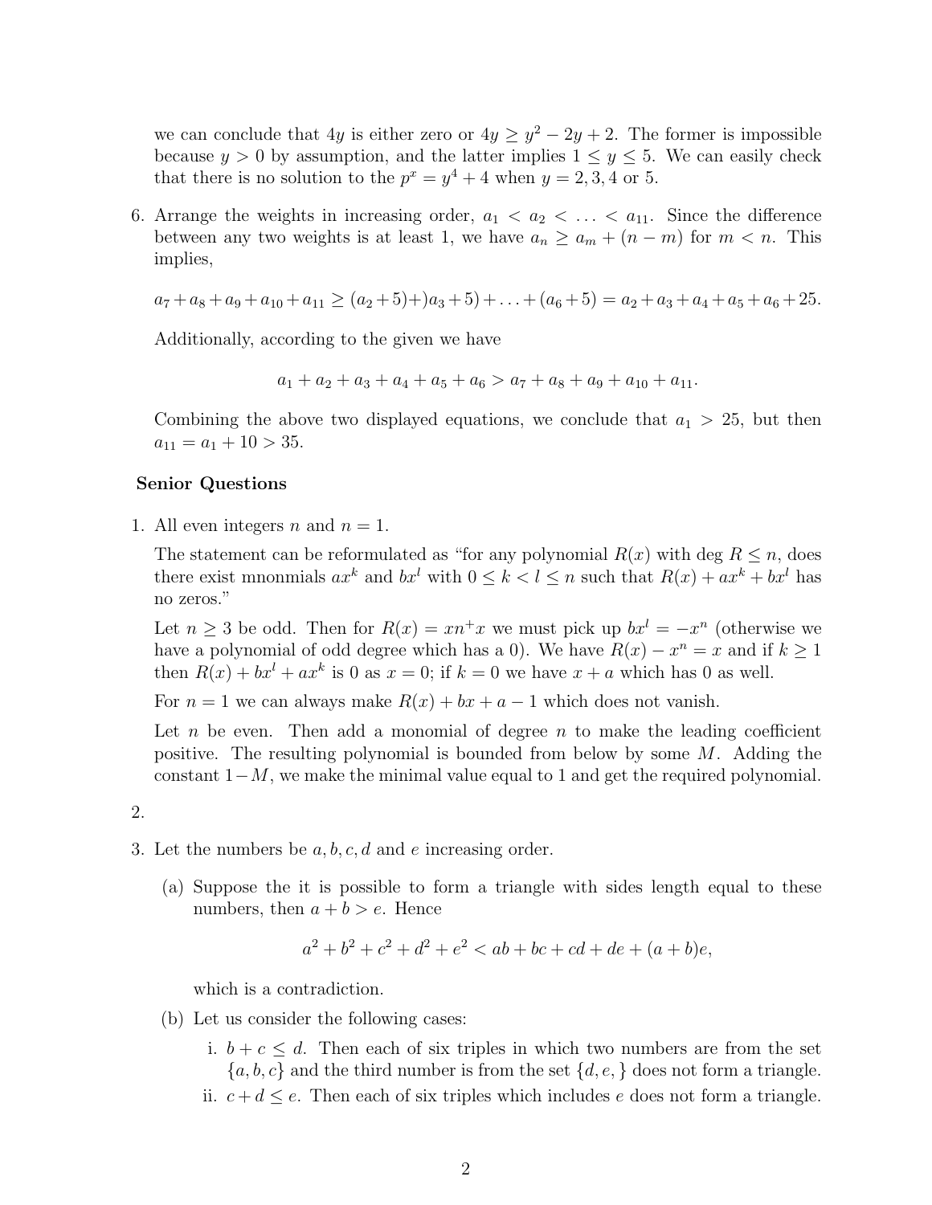we can conclude that $4y$ is either zero or $4y \geq y^2 - 2y + 2$. The former is impossible because $y > 0$ by assumption, and the latter implies $1 \leq y \leq 5$. We can easily check that there is no solution to the $p^x = y^4 + 4$ when $y = 2, 3, 4$ or 5.

6. Arrange the weights in increasing order, $a_1 < a_2 < \ldots < a_{11}$. Since the difference between any two weights is at least 1, we have $a_n \geq a_m + (n - m)$ for $m < n$. This implies,

$$a_7 + a_8 + a_9 + a_{10} + a_{11} \geq (a_2 + 5) + )a_3 + 5) + \ldots + (a_6 + 5) = a_2 + a_3 + a_4 + a_5 + a_6 + 25.$$

Additionally, according to the given we have

$$a_1 + a_2 + a_3 + a_4 + a_5 + a_6 > a_7 + a_8 + a_9 + a_{10} + a_{11}.$$

Combining the above two displayed equations, we conclude that $a_1 > 25$, but then $a_{11} = a_1 + 10 > 35$.

**Senior Questions**

1. All even integers $n$ and $n = 1$.

   The statement can be reformulated as "for any polynomial $R(x)$ with $\deg R \leq n$, does there exist mnonmials $ax^k$ and $bx^l$ with $0 \leq k < l \leq n$ such that $R(x) + ax^k + bx^l$ has no zeros."

   Let $n \geq 3$ be odd. Then for $R(x) = xn^+x$ we must pick up $bx^l = -x^n$ (otherwise we have a polynomial of odd degree which has a 0). We have $R(x) - x^n = x$ and if $k \geq 1$ then $R(x) + bx^l + ax^k$ is 0 as $x = 0$; if $k = 0$ we have $x + a$ which has 0 as well.

   For $n = 1$ we can always make $R(x) + bx + a - 1$ which does not vanish.

   Let $n$ be even. Then add a monomial of degree $n$ to make the leading coefficient positive. The resulting polynomial is bounded from below by some $M$. Adding the constant $1 - M$, we make the minimal value equal to 1 and get the required polynomial.

2. 

3. Let the numbers be $a, b, c, d$ and $e$ increasing order.

   (a) Suppose the it is possible to form a triangle with sides length equal to these numbers, then $a + b > e$. Hence

   $$a^2 + b^2 + c^2 + d^2 + e^2 < ab + bc + cd + de + (a + b)e,$$

   which is a contradiction.

   (b) Let us consider the following cases:

   i. $b + c \leq d$. Then each of six triples in which two numbers are from the set $\{a, b, c\}$ and the third number is from the set $\{d, e, \}$ does not form a triangle.

   ii. $c + d \leq e$. Then each of six triples which includes $e$ does not form a triangle.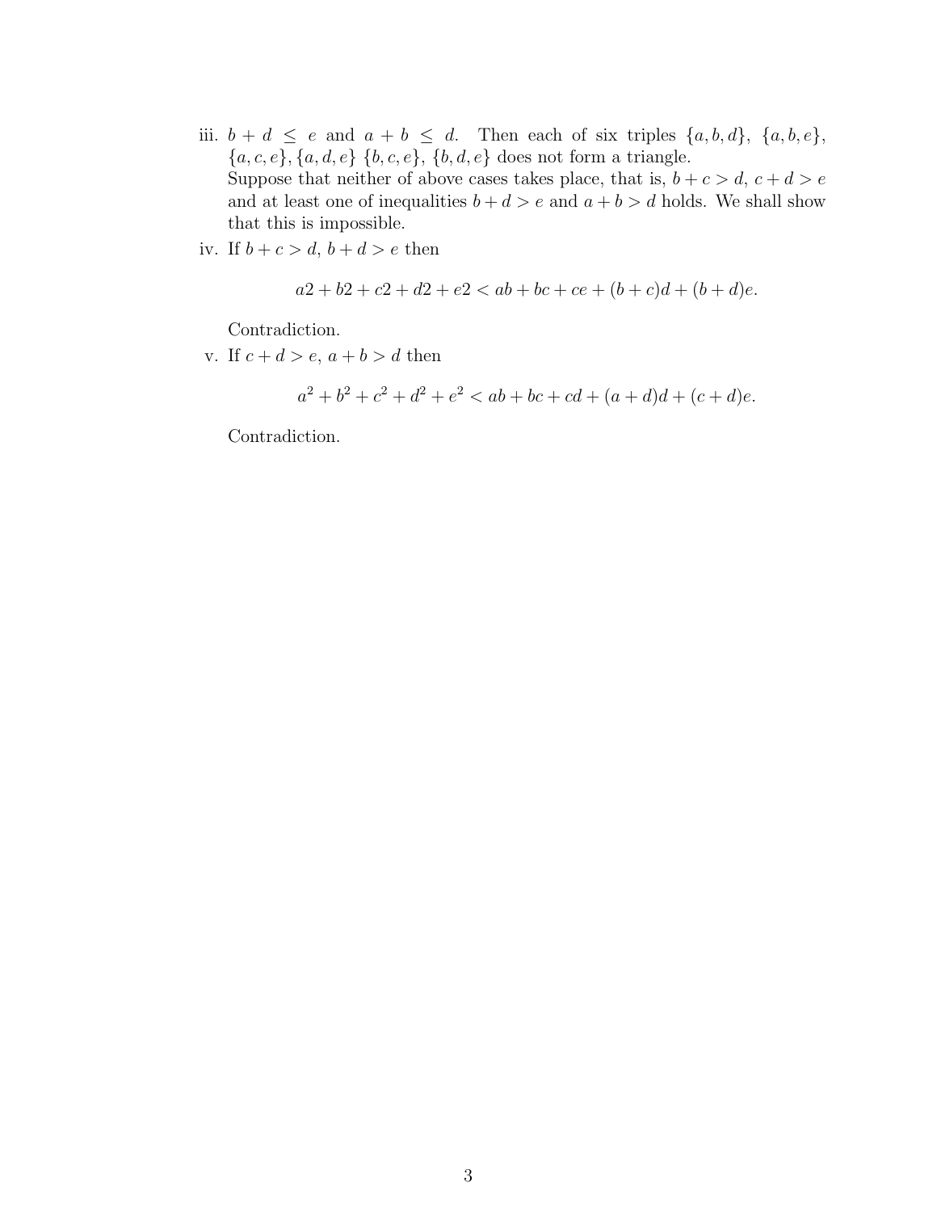iii. $b + d \leq e$ and $a + b \leq d$. Then each of six triples $\{a, b, d\}$, $\{a, b, e\}$, $\{a, c, e\}$, $\{a, d, e\}$ $\{b, c, e\}$, $\{b, d, e\}$ does not form a triangle.

Suppose that neither of above cases takes place, that is, $b + c > d$, $c + d > e$ and at least one of inequalities $b + d > e$ and $a + b > d$ holds. We shall show that this is impossible.

iv. If $b + c > d$, $b + d > e$ then

$$a2 + b2 + c2 + d2 + e2 < ab + bc + ce + (b + c)d + (b + d)e.$$

Contradiction.

v. If $c + d > e$, $a + b > d$ then

$$a^2 + b^2 + c^2 + d^2 + e^2 < ab + bc + cd + (a + d)d + (c + d)e.$$

Contradiction.